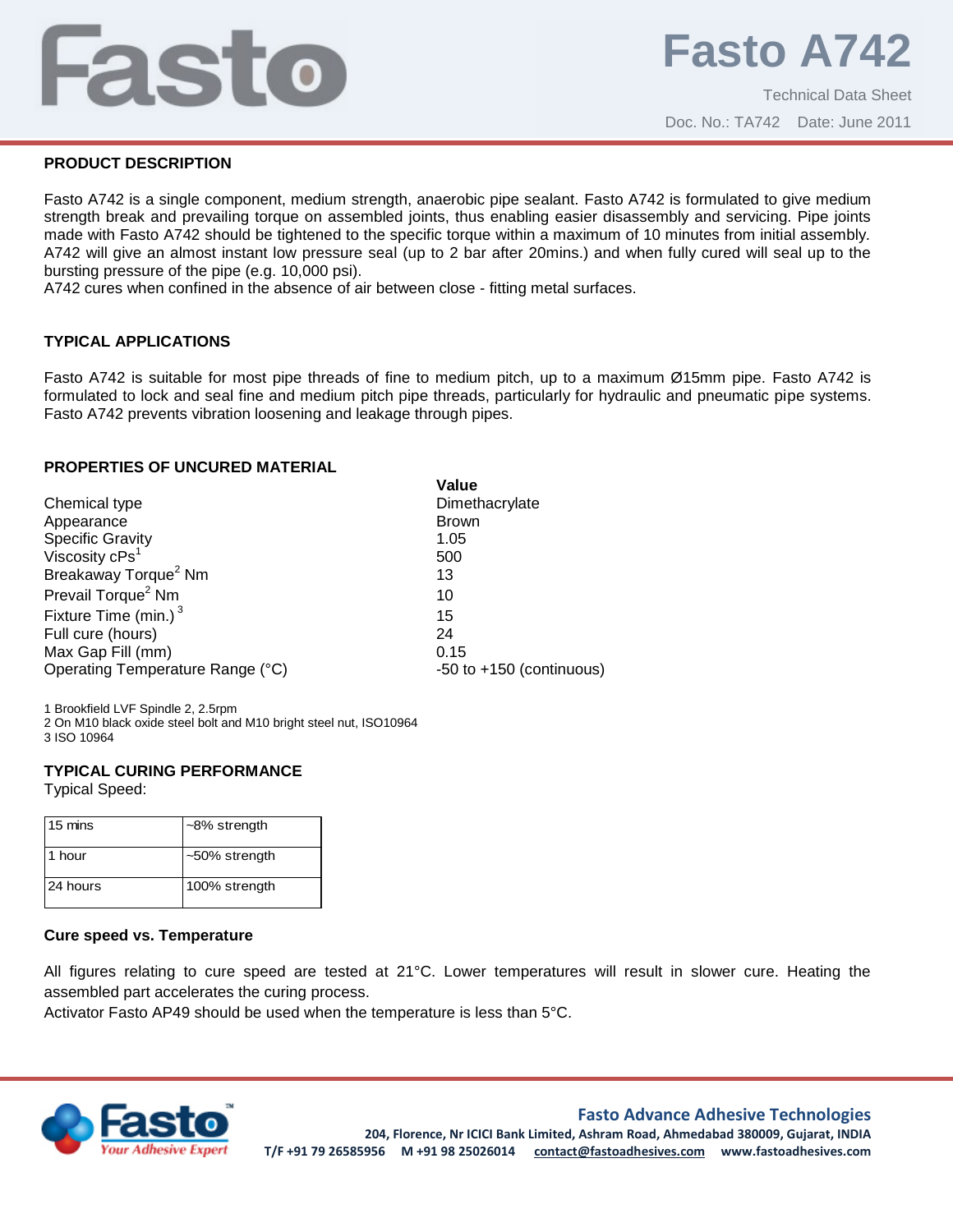# Fasto A742

Technical Data Sheet

Doc. No.: TA742 Date: June 2011

## PRODUCT DESCRIPTION

Fasto A742 is a single component, medium strength, anaerobic pipe sealant. Fasto A742 is formulated to give medium strength break and prevailing torque on assembled joints, thus enabling easier disassembly and servicing. Pipe joints made with Fasto A742 should be tightened to the specific torque within a maximum of 10 minutes from initial assembly. A742 will give an almost instant low pressure seal (up to 2 bar after 20mins.) and when fully cured will seal up to the bursting pressure of the pipe (e.g. 10,000 psi).
A742 cures when confined in the absence of air between close - fitting metal surfaces.

## TYPICAL APPLICATIONS

Fasto A742 is suitable for most pipe threads of fine to medium pitch, up to a maximum Ø15mm pipe. Fasto A742 is formulated to lock and seal fine and medium pitch pipe threads, particularly for hydraulic and pneumatic pipe systems. Fasto A742 prevents vibration loosening and leakage through pipes.

## PROPERTIES OF UNCURED MATERIAL

| | Value |
|---|---|
| Chemical type | Dimethacrylate |
| Appearance | Brown |
| Specific Gravity | 1.05 |
| Viscosity cPs[1] | 500 |
| Breakaway Torque[2] Nm | 13 |
| Prevail Torque[2] Nm | 10 |
| Fixture Time (min.)[3] | 15 |
| Full cure (hours) | 24 |
| Max Gap Fill (mm) | 0.15 |
| Operating Temperature Range (°C) | -50 to +150 (continuous) |

1 Brookfield LVF Spindle 2, 2.5rpm
2 On M10 black oxide steel bolt and M10 bright steel nut, ISO10964
3 ISO 10964

## TYPICAL CURING PERFORMANCE

Typical Speed:

| | |
|---|---|
| 15 mins | ~8% strength |
| 1 hour | ~50% strength |
| 24 hours | 100% strength |

### Cure speed vs. Temperature

All figures relating to cure speed are tested at 21°C. Lower temperatures will result in slower cure. Heating the assembled part accelerates the curing process.
Activator Fasto AP49 should be used when the temperature is less than 5°C.

**Fasto Advance Adhesive Technologies**
204, Florence, Nr ICICI Bank Limited, Ashram Road, Ahmedabad 380009, Gujarat, INDIA
T/F +91 79 26585956 M +91 98 25026014 contact@fastoadhesives.com www.fastoadhesives.com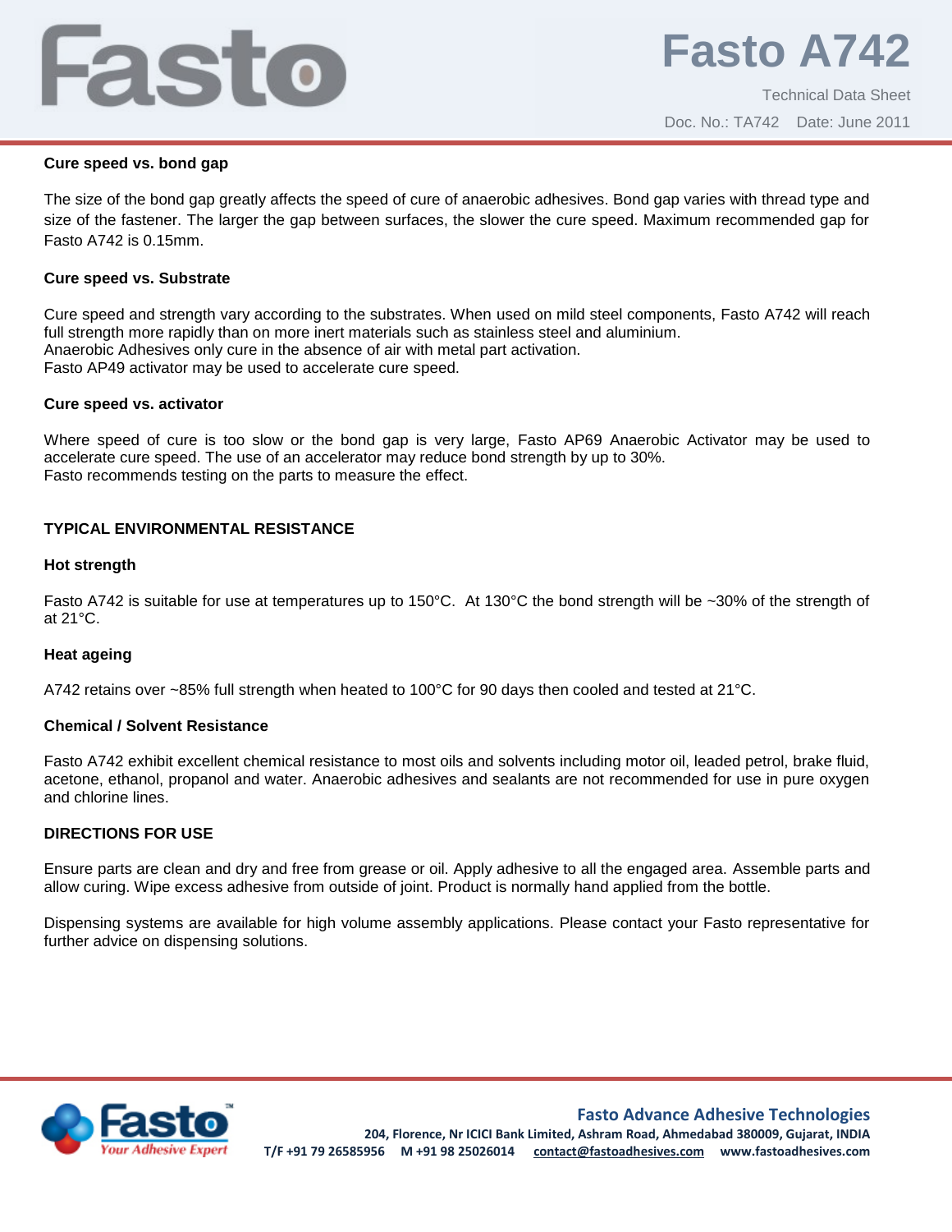### Cure speed vs. bond gap

The size of the bond gap greatly affects the speed of cure of anaerobic adhesives. Bond gap varies with thread type and size of the fastener. The larger the gap between surfaces, the slower the cure speed. Maximum recommended gap for Fasto A742 is 0.15mm.

### Cure speed vs. Substrate

Cure speed and strength vary according to the substrates. When used on mild steel components, Fasto A742 will reach full strength more rapidly than on more inert materials such as stainless steel and aluminium.
Anaerobic Adhesives only cure in the absence of air with metal part activation.
Fasto AP49 activator may be used to accelerate cure speed.

### Cure speed vs. activator

Where speed of cure is too slow or the bond gap is very large, Fasto AP69 Anaerobic Activator may be used to accelerate cure speed. The use of an accelerator may reduce bond strength by up to 30%.
Fasto recommends testing on the parts to measure the effect.

## TYPICAL ENVIRONMENTAL RESISTANCE

### Hot strength

Fasto A742 is suitable for use at temperatures up to 150°C. At 130°C the bond strength will be ~30% of the strength of at 21°C.

### Heat ageing

A742 retains over ~85% full strength when heated to 100°C for 90 days then cooled and tested at 21°C.

### Chemical / Solvent Resistance

Fasto A742 exhibit excellent chemical resistance to most oils and solvents including motor oil, leaded petrol, brake fluid, acetone, ethanol, propanol and water. Anaerobic adhesives and sealants are not recommended for use in pure oxygen and chlorine lines.

## DIRECTIONS FOR USE

Ensure parts are clean and dry and free from grease or oil. Apply adhesive to all the engaged area. Assemble parts and allow curing. Wipe excess adhesive from outside of joint. Product is normally hand applied from the bottle.

Dispensing systems are available for high volume assembly applications. Please contact your Fasto representative for further advice on dispensing solutions.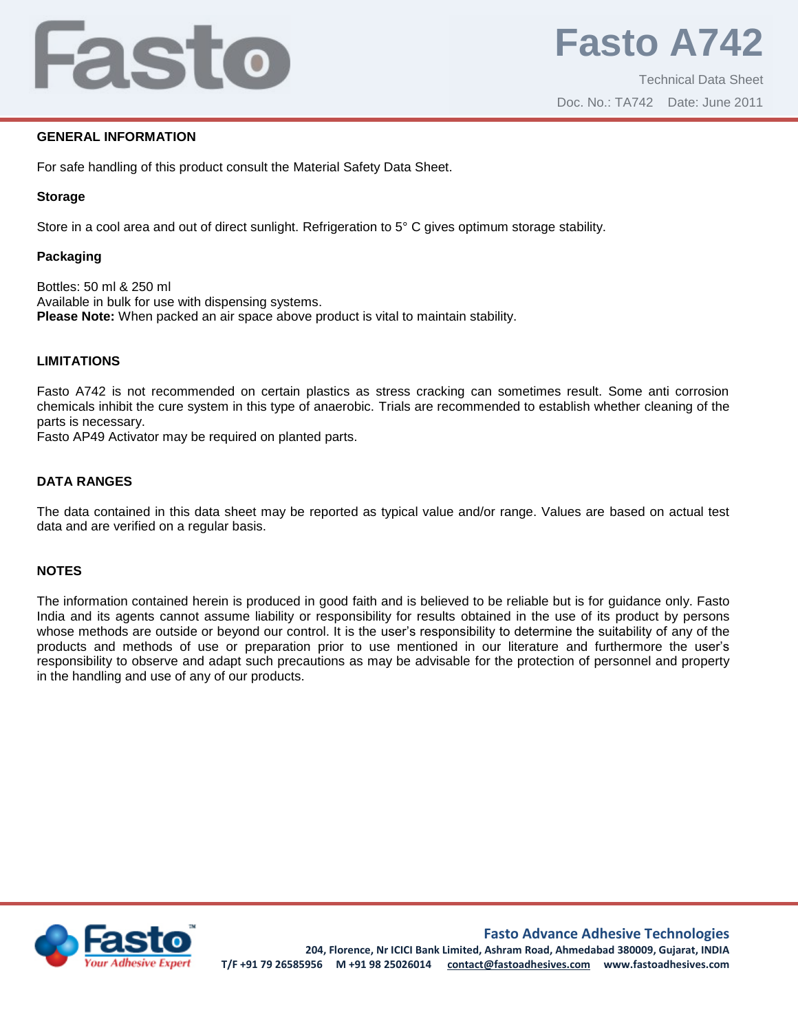## GENERAL INFORMATION

For safe handling of this product consult the Material Safety Data Sheet.

### Storage

Store in a cool area and out of direct sunlight. Refrigeration to 5° C gives optimum storage stability.

### Packaging

Bottles: 50 ml & 250 ml
Available in bulk for use with dispensing systems.
**Please Note:** When packed an air space above product is vital to maintain stability.

## LIMITATIONS

Fasto A742 is not recommended on certain plastics as stress cracking can sometimes result. Some anti corrosion chemicals inhibit the cure system in this type of anaerobic. Trials are recommended to establish whether cleaning of the parts is necessary.
Fasto AP49 Activator may be required on planted parts.

## DATA RANGES

The data contained in this data sheet may be reported as typical value and/or range. Values are based on actual test data and are verified on a regular basis.

## NOTES

The information contained herein is produced in good faith and is believed to be reliable but is for guidance only. Fasto India and its agents cannot assume liability or responsibility for results obtained in the use of its product by persons whose methods are outside or beyond our control. It is the user's responsibility to determine the suitability of any of the products and methods of use or preparation prior to use mentioned in our literature and furthermore the user's responsibility to observe and adapt such precautions as may be advisable for the protection of personnel and property in the handling and use of any of our products.